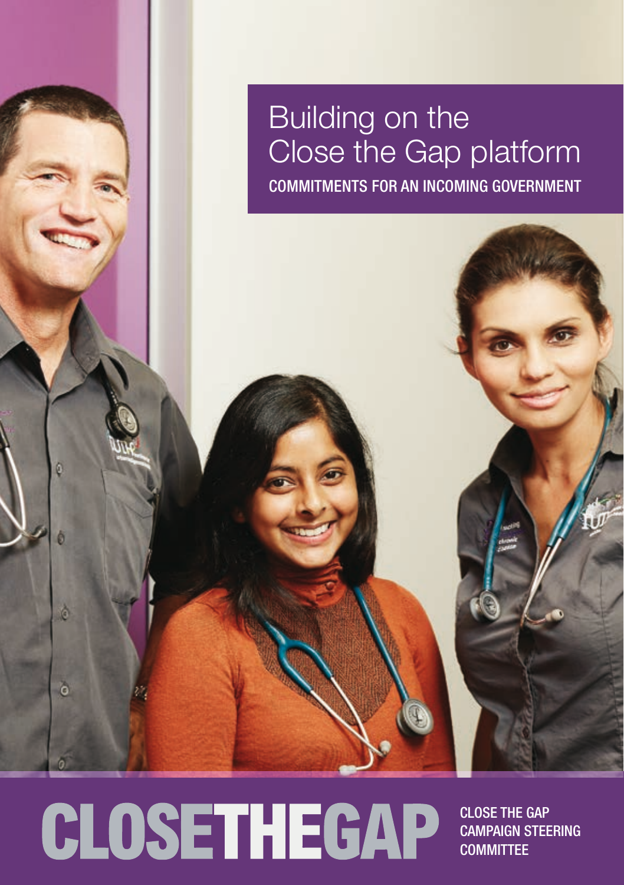# Building on the Close the Gap platform

**COMMITMENTS FOR AN INCOMING GOVERNMENT**

CLOSETHEGAP

CLOSE THE GAP CAMPAIGN STEERING COMMITTEE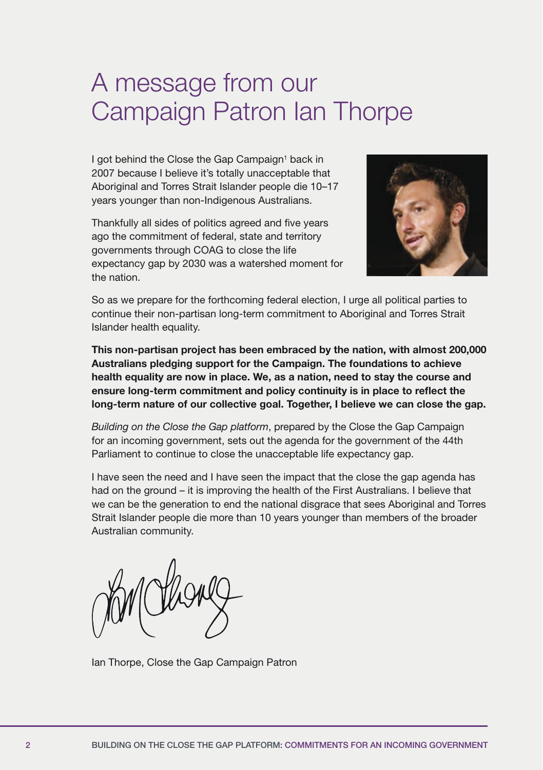# A message from our Campaign Patron Ian Thorpe

I got behind the Close the Gap Campaign[1] back in 2007 because I believe it's totally unacceptable that Aboriginal and Torres Strait Islander people die 10–17 years younger than non-Indigenous Australians.

Thankfully all sides of politics agreed and five years ago the commitment of federal, state and territory governments through COAG to close the life expectancy gap by 2030 was a watershed moment for the nation.

So as we prepare for the forthcoming federal election, I urge all political parties to continue their non-partisan long-term commitment to Aboriginal and Torres Strait Islander health equality.

**This non-partisan project has been embraced by the nation, with almost 200,000 Australians pledging support for the Campaign. The foundations to achieve health equality are now in place. We, as a nation, need to stay the course and ensure long-term commitment and policy continuity is in place to reflect the long-term nature of our collective goal. Together, I believe we can close the gap.**

*Building on the Close the Gap platform*, prepared by the Close the Gap Campaign for an incoming government, sets out the agenda for the government of the 44th Parliament to continue to close the unacceptable life expectancy gap.

I have seen the need and I have seen the impact that the close the gap agenda has had on the ground – it is improving the health of the First Australians. I believe that we can be the generation to end the national disgrace that sees Aboriginal and Torres Strait Islander people die more than 10 years younger than members of the broader Australian community.

Ian Thorpe, Close the Gap Campaign Patron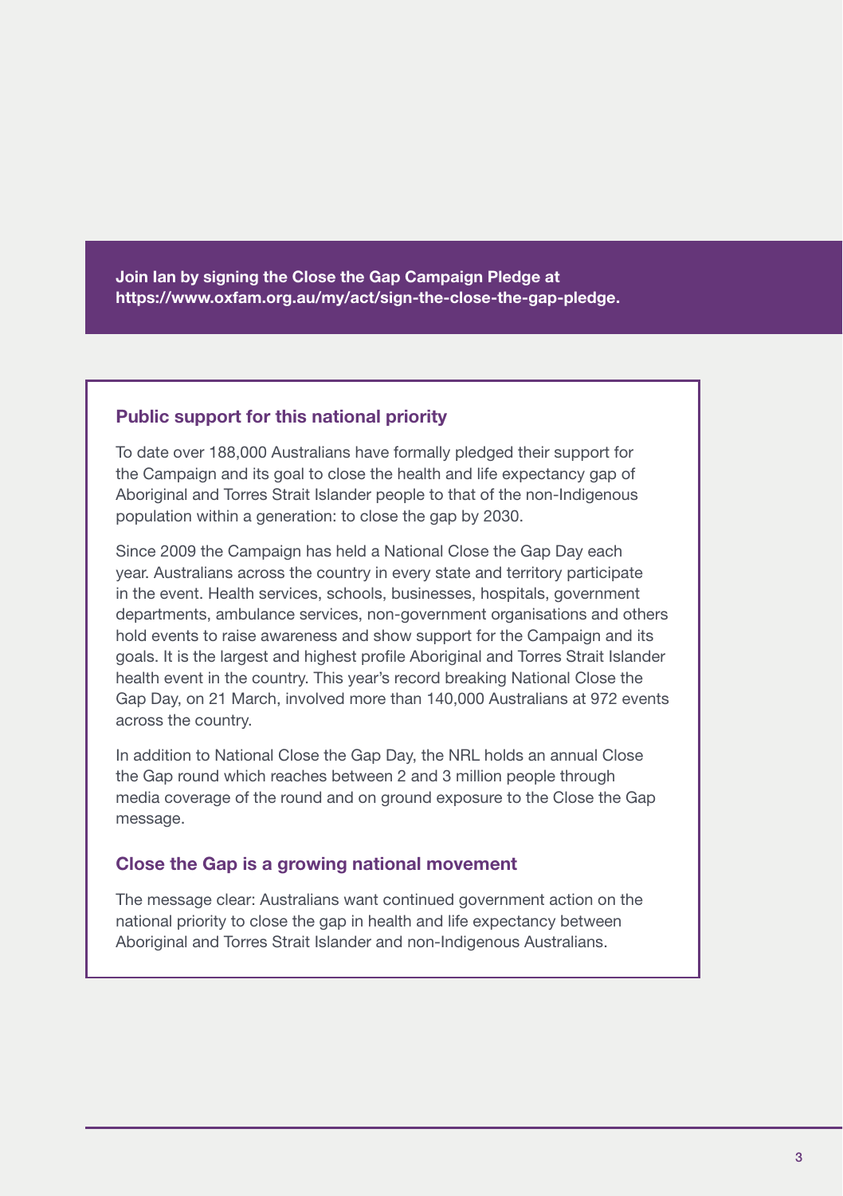**Join Ian by signing the Close the Gap Campaign Pledge at https://www.oxfam.org.au/my/act/sign-the-close-the-gap-pledge.**

## Public support for this national priority

To date over 188,000 Australians have formally pledged their support for the Campaign and its goal to close the health and life expectancy gap of Aboriginal and Torres Strait Islander people to that of the non-Indigenous population within a generation: to close the gap by 2030.

Since 2009 the Campaign has held a National Close the Gap Day each year. Australians across the country in every state and territory participate in the event. Health services, schools, businesses, hospitals, government departments, ambulance services, non-government organisations and others hold events to raise awareness and show support for the Campaign and its goals. It is the largest and highest profile Aboriginal and Torres Strait Islander health event in the country. This year's record breaking National Close the Gap Day, on 21 March, involved more than 140,000 Australians at 972 events across the country.

In addition to National Close the Gap Day, the NRL holds an annual Close the Gap round which reaches between 2 and 3 million people through media coverage of the round and on ground exposure to the Close the Gap message.

## Close the Gap is a growing national movement

The message clear: Australians want continued government action on the national priority to close the gap in health and life expectancy between Aboriginal and Torres Strait Islander and non-Indigenous Australians.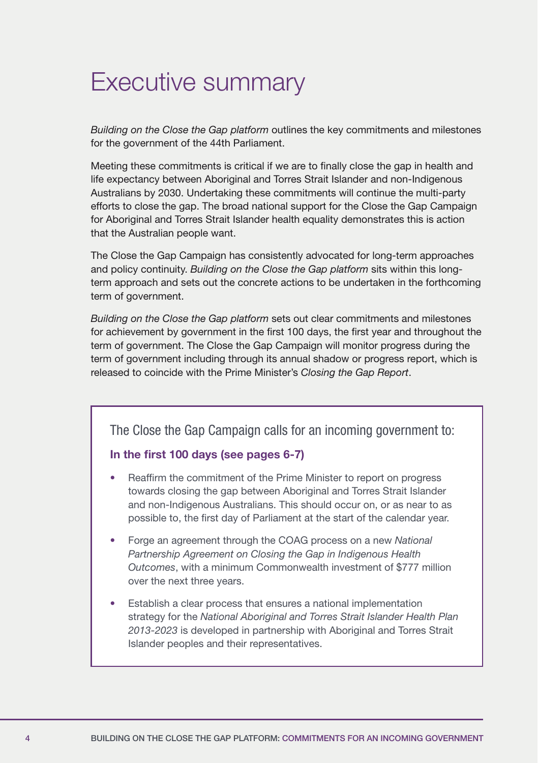# Executive summary

*Building on the Close the Gap platform* outlines the key commitments and milestones for the government of the 44th Parliament.

Meeting these commitments is critical if we are to finally close the gap in health and life expectancy between Aboriginal and Torres Strait Islander and non-Indigenous Australians by 2030. Undertaking these commitments will continue the multi-party efforts to close the gap. The broad national support for the Close the Gap Campaign for Aboriginal and Torres Strait Islander health equality demonstrates this is action that the Australian people want.

The Close the Gap Campaign has consistently advocated for long-term approaches and policy continuity. *Building on the Close the Gap platform* sits within this long-term approach and sets out the concrete actions to be undertaken in the forthcoming term of government.

*Building on the Close the Gap platform* sets out clear commitments and milestones for achievement by government in the first 100 days, the first year and throughout the term of government. The Close the Gap Campaign will monitor progress during the term of government including through its annual shadow or progress report, which is released to coincide with the Prime Minister's *Closing the Gap Report*.

The Close the Gap Campaign calls for an incoming government to:

**In the first 100 days (see pages 6-7)**

- Reaffirm the commitment of the Prime Minister to report on progress towards closing the gap between Aboriginal and Torres Strait Islander and non-Indigenous Australians. This should occur on, or as near to as possible to, the first day of Parliament at the start of the calendar year.
- Forge an agreement through the COAG process on a new *National Partnership Agreement on Closing the Gap in Indigenous Health Outcomes*, with a minimum Commonwealth investment of $777 million over the next three years.
- Establish a clear process that ensures a national implementation strategy for the *National Aboriginal and Torres Strait Islander Health Plan 2013-2023* is developed in partnership with Aboriginal and Torres Strait Islander peoples and their representatives.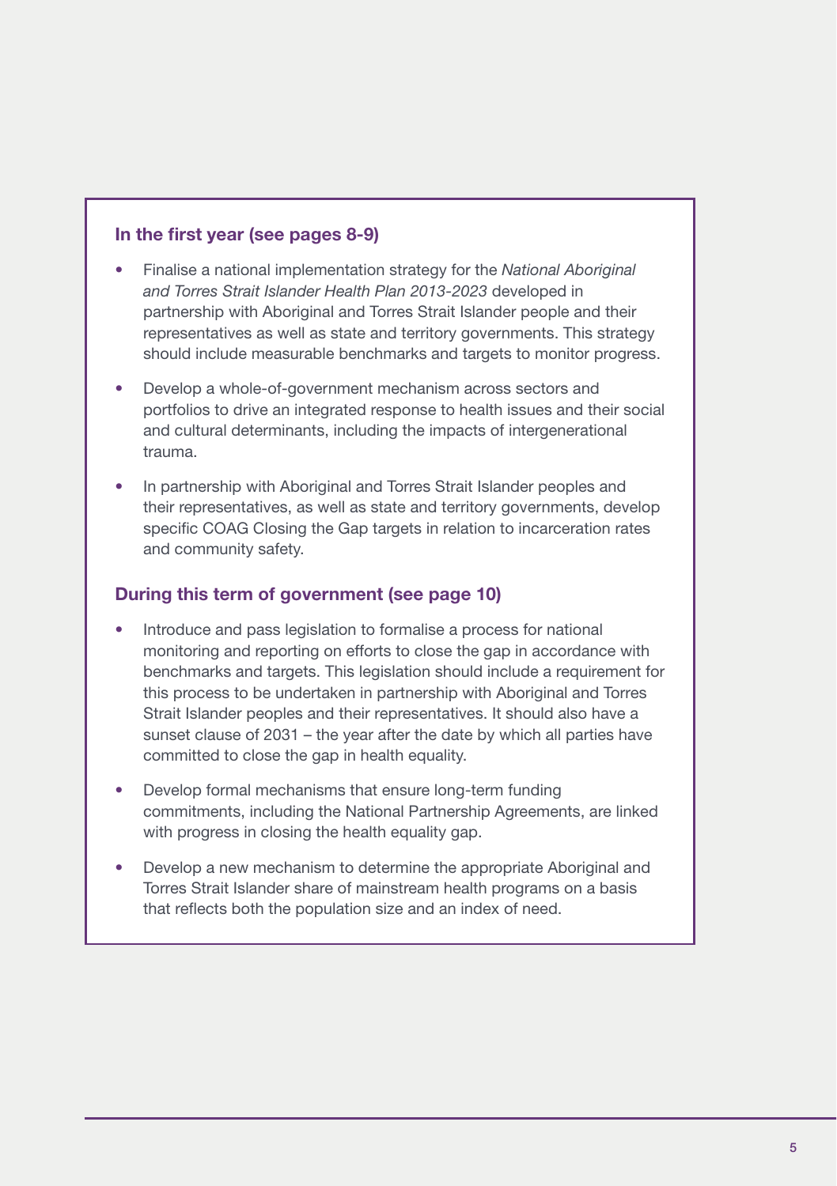### In the first year (see pages 8-9)

- Finalise a national implementation strategy for the *National Aboriginal and Torres Strait Islander Health Plan 2013-2023* developed in partnership with Aboriginal and Torres Strait Islander people and their representatives as well as state and territory governments. This strategy should include measurable benchmarks and targets to monitor progress.
- Develop a whole-of-government mechanism across sectors and portfolios to drive an integrated response to health issues and their social and cultural determinants, including the impacts of intergenerational trauma.
- In partnership with Aboriginal and Torres Strait Islander peoples and their representatives, as well as state and territory governments, develop specific COAG Closing the Gap targets in relation to incarceration rates and community safety.

### During this term of government (see page 10)

- Introduce and pass legislation to formalise a process for national monitoring and reporting on efforts to close the gap in accordance with benchmarks and targets. This legislation should include a requirement for this process to be undertaken in partnership with Aboriginal and Torres Strait Islander peoples and their representatives. It should also have a sunset clause of 2031 – the year after the date by which all parties have committed to close the gap in health equality.
- Develop formal mechanisms that ensure long-term funding commitments, including the National Partnership Agreements, are linked with progress in closing the health equality gap.
- Develop a new mechanism to determine the appropriate Aboriginal and Torres Strait Islander share of mainstream health programs on a basis that reflects both the population size and an index of need.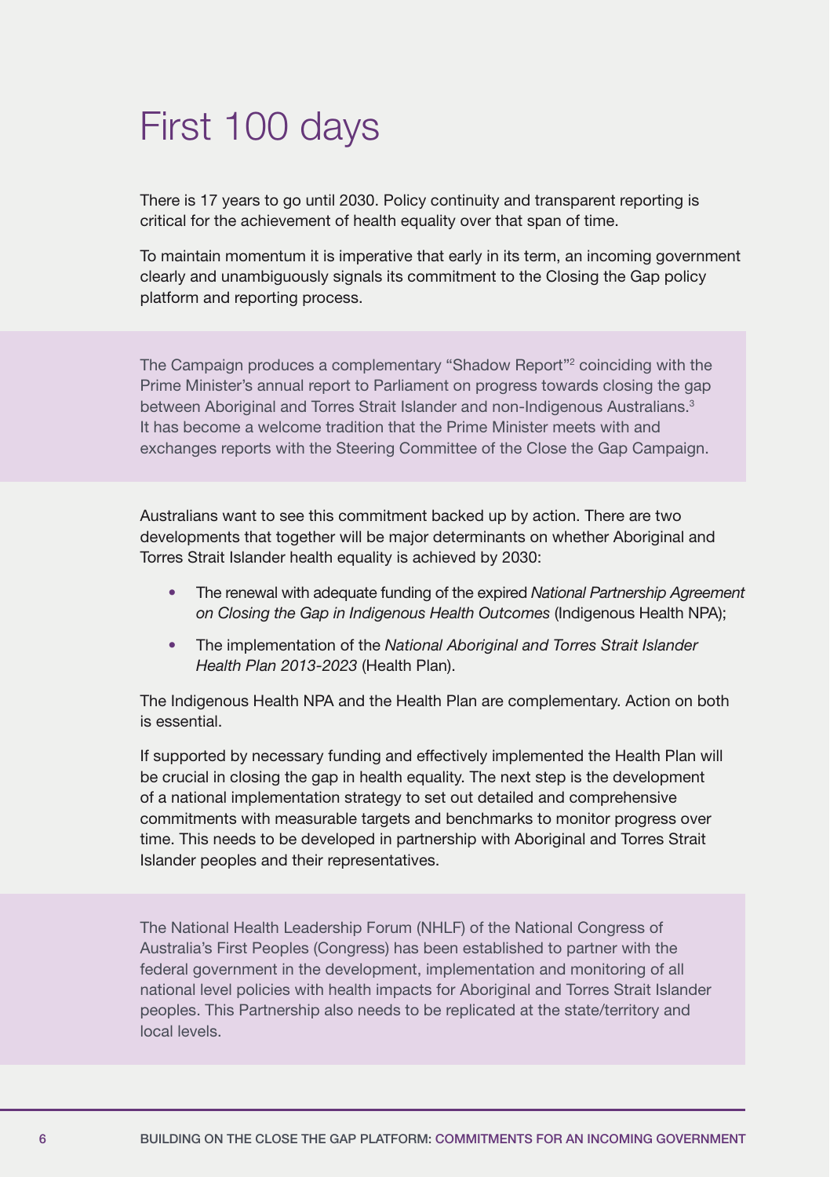# First 100 days

There is 17 years to go until 2030. Policy continuity and transparent reporting is critical for the achievement of health equality over that span of time.

To maintain momentum it is imperative that early in its term, an incoming government clearly and unambiguously signals its commitment to the Closing the Gap policy platform and reporting process.

The Campaign produces a complementary "Shadow Report"[2] coinciding with the Prime Minister's annual report to Parliament on progress towards closing the gap between Aboriginal and Torres Strait Islander and non-Indigenous Australians.[3] It has become a welcome tradition that the Prime Minister meets with and exchanges reports with the Steering Committee of the Close the Gap Campaign.

Australians want to see this commitment backed up by action. There are two developments that together will be major determinants on whether Aboriginal and Torres Strait Islander health equality is achieved by 2030:

- The renewal with adequate funding of the expired *National Partnership Agreement on Closing the Gap in Indigenous Health Outcomes* (Indigenous Health NPA);
- The implementation of the *National Aboriginal and Torres Strait Islander Health Plan 2013-2023* (Health Plan).

The Indigenous Health NPA and the Health Plan are complementary. Action on both is essential.

If supported by necessary funding and effectively implemented the Health Plan will be crucial in closing the gap in health equality. The next step is the development of a national implementation strategy to set out detailed and comprehensive commitments with measurable targets and benchmarks to monitor progress over time. This needs to be developed in partnership with Aboriginal and Torres Strait Islander peoples and their representatives.

The National Health Leadership Forum (NHLF) of the National Congress of Australia's First Peoples (Congress) has been established to partner with the federal government in the development, implementation and monitoring of all national level policies with health impacts for Aboriginal and Torres Strait Islander peoples. This Partnership also needs to be replicated at the state/territory and local levels.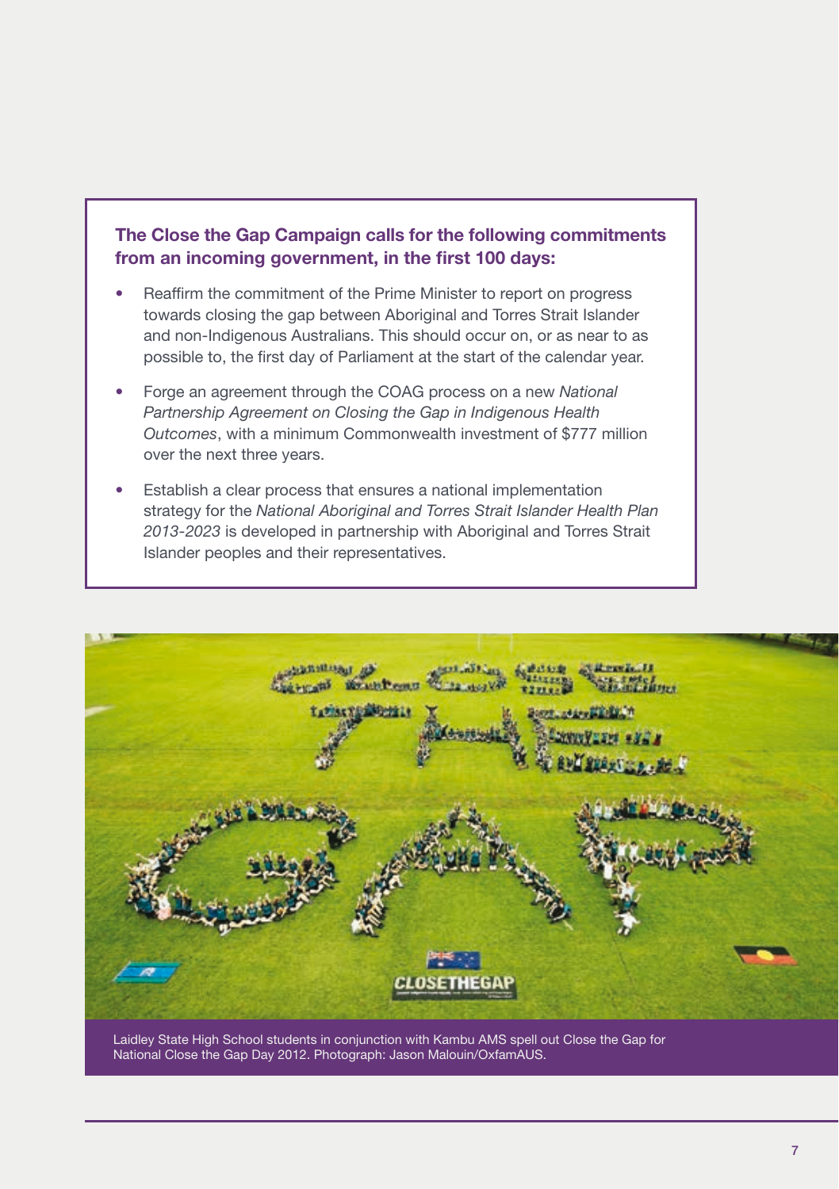**The Close the Gap Campaign calls for the following commitments from an incoming government, in the first 100 days:**

- Reaffirm the commitment of the Prime Minister to report on progress towards closing the gap between Aboriginal and Torres Strait Islander and non-Indigenous Australians. This should occur on, or as near to as possible to, the first day of Parliament at the start of the calendar year.
- Forge an agreement through the COAG process on a new *National Partnership Agreement on Closing the Gap in Indigenous Health Outcomes*, with a minimum Commonwealth investment of $777 million over the next three years.
- Establish a clear process that ensures a national implementation strategy for the *National Aboriginal and Torres Strait Islander Health Plan 2013-2023* is developed in partnership with Aboriginal and Torres Strait Islander peoples and their representatives.

Laidley State High School students in conjunction with Kambu AMS spell out Close the Gap for National Close the Gap Day 2012. Photograph: Jason Malouin/OxfamAUS.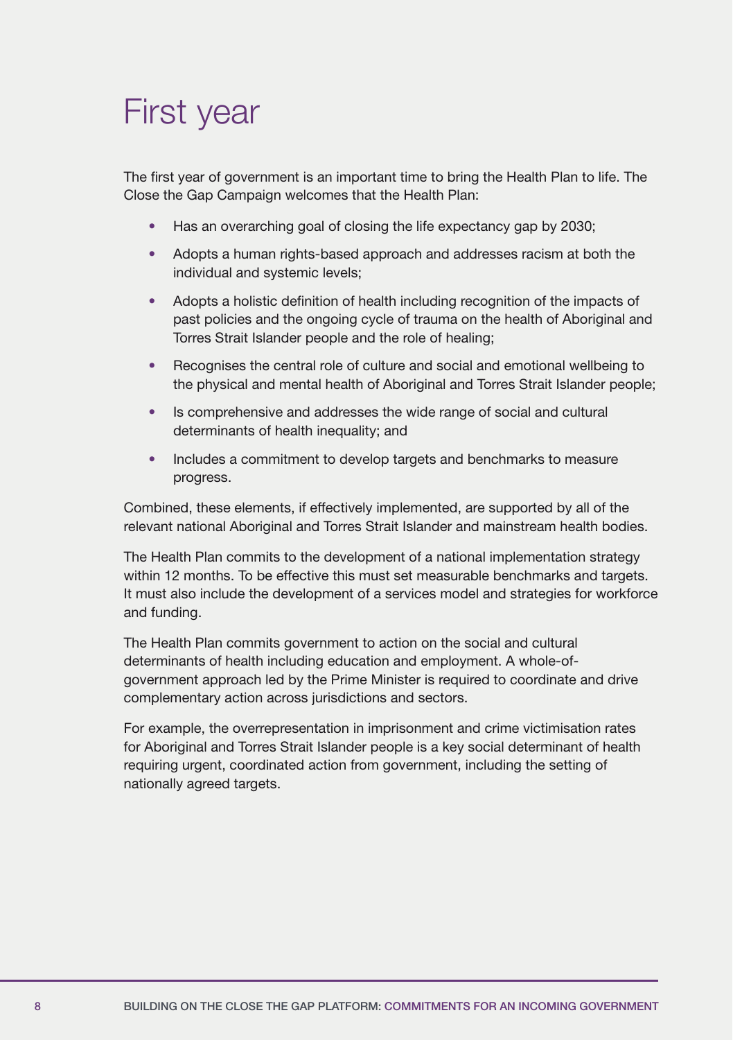# First year

The first year of government is an important time to bring the Health Plan to life. The Close the Gap Campaign welcomes that the Health Plan:

- Has an overarching goal of closing the life expectancy gap by 2030;
- Adopts a human rights-based approach and addresses racism at both the individual and systemic levels;
- Adopts a holistic definition of health including recognition of the impacts of past policies and the ongoing cycle of trauma on the health of Aboriginal and Torres Strait Islander people and the role of healing;
- Recognises the central role of culture and social and emotional wellbeing to the physical and mental health of Aboriginal and Torres Strait Islander people;
- Is comprehensive and addresses the wide range of social and cultural determinants of health inequality; and
- Includes a commitment to develop targets and benchmarks to measure progress.

Combined, these elements, if effectively implemented, are supported by all of the relevant national Aboriginal and Torres Strait Islander and mainstream health bodies.

The Health Plan commits to the development of a national implementation strategy within 12 months. To be effective this must set measurable benchmarks and targets. It must also include the development of a services model and strategies for workforce and funding.

The Health Plan commits government to action on the social and cultural determinants of health including education and employment. A whole-of-government approach led by the Prime Minister is required to coordinate and drive complementary action across jurisdictions and sectors.

For example, the overrepresentation in imprisonment and crime victimisation rates for Aboriginal and Torres Strait Islander people is a key social determinant of health requiring urgent, coordinated action from government, including the setting of nationally agreed targets.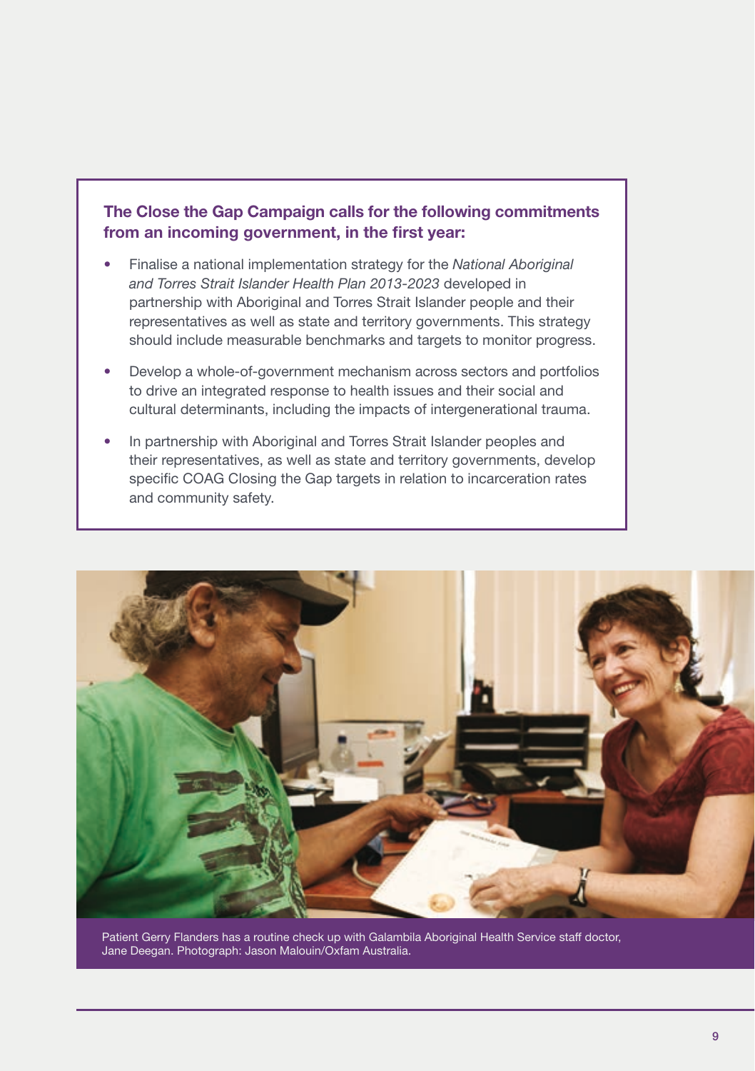**The Close the Gap Campaign calls for the following commitments from an incoming government, in the first year:**

- Finalise a national implementation strategy for the *National Aboriginal and Torres Strait Islander Health Plan 2013-2023* developed in partnership with Aboriginal and Torres Strait Islander people and their representatives as well as state and territory governments. This strategy should include measurable benchmarks and targets to monitor progress.
- Develop a whole-of-government mechanism across sectors and portfolios to drive an integrated response to health issues and their social and cultural determinants, including the impacts of intergenerational trauma.
- In partnership with Aboriginal and Torres Strait Islander peoples and their representatives, as well as state and territory governments, develop specific COAG Closing the Gap targets in relation to incarceration rates and community safety.

Patient Gerry Flanders has a routine check up with Galambila Aboriginal Health Service staff doctor, Jane Deegan. Photograph: Jason Malouin/Oxfam Australia.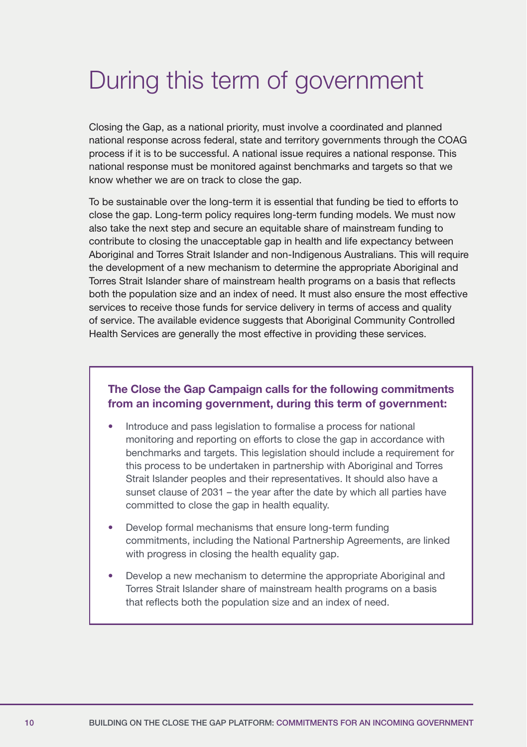# During this term of government

Closing the Gap, as a national priority, must involve a coordinated and planned national response across federal, state and territory governments through the COAG process if it is to be successful. A national issue requires a national response. This national response must be monitored against benchmarks and targets so that we know whether we are on track to close the gap.

To be sustainable over the long-term it is essential that funding be tied to efforts to close the gap. Long-term policy requires long-term funding models. We must now also take the next step and secure an equitable share of mainstream funding to contribute to closing the unacceptable gap in health and life expectancy between Aboriginal and Torres Strait Islander and non-Indigenous Australians. This will require the development of a new mechanism to determine the appropriate Aboriginal and Torres Strait Islander share of mainstream health programs on a basis that reflects both the population size and an index of need. It must also ensure the most effective services to receive those funds for service delivery in terms of access and quality of service. The available evidence suggests that Aboriginal Community Controlled Health Services are generally the most effective in providing these services.

**The Close the Gap Campaign calls for the following commitments from an incoming government, during this term of government:**

- Introduce and pass legislation to formalise a process for national monitoring and reporting on efforts to close the gap in accordance with benchmarks and targets. This legislation should include a requirement for this process to be undertaken in partnership with Aboriginal and Torres Strait Islander peoples and their representatives. It should also have a sunset clause of 2031 – the year after the date by which all parties have committed to close the gap in health equality.
- Develop formal mechanisms that ensure long-term funding commitments, including the National Partnership Agreements, are linked with progress in closing the health equality gap.
- Develop a new mechanism to determine the appropriate Aboriginal and Torres Strait Islander share of mainstream health programs on a basis that reflects both the population size and an index of need.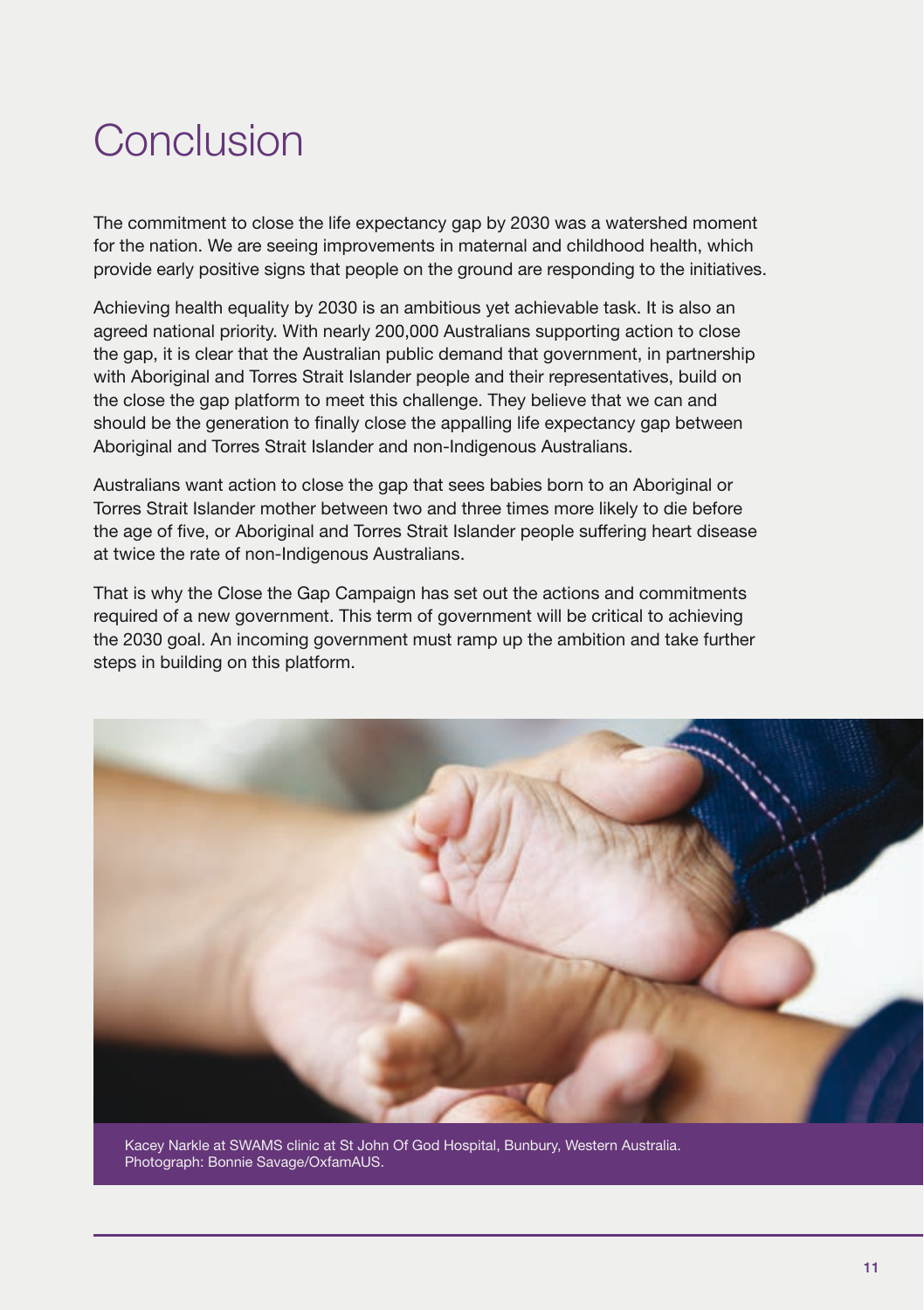# Conclusion

The commitment to close the life expectancy gap by 2030 was a watershed moment for the nation. We are seeing improvements in maternal and childhood health, which provide early positive signs that people on the ground are responding to the initiatives.

Achieving health equality by 2030 is an ambitious yet achievable task. It is also an agreed national priority. With nearly 200,000 Australians supporting action to close the gap, it is clear that the Australian public demand that government, in partnership with Aboriginal and Torres Strait Islander people and their representatives, build on the close the gap platform to meet this challenge. They believe that we can and should be the generation to finally close the appalling life expectancy gap between Aboriginal and Torres Strait Islander and non-Indigenous Australians.

Australians want action to close the gap that sees babies born to an Aboriginal or Torres Strait Islander mother between two and three times more likely to die before the age of five, or Aboriginal and Torres Strait Islander people suffering heart disease at twice the rate of non-Indigenous Australians.

That is why the Close the Gap Campaign has set out the actions and commitments required of a new government. This term of government will be critical to achieving the 2030 goal. An incoming government must ramp up the ambition and take further steps in building on this platform.

Kacey Narkle at SWAMS clinic at St John Of God Hospital, Bunbury, Western Australia. Photograph: Bonnie Savage/OxfamAUS.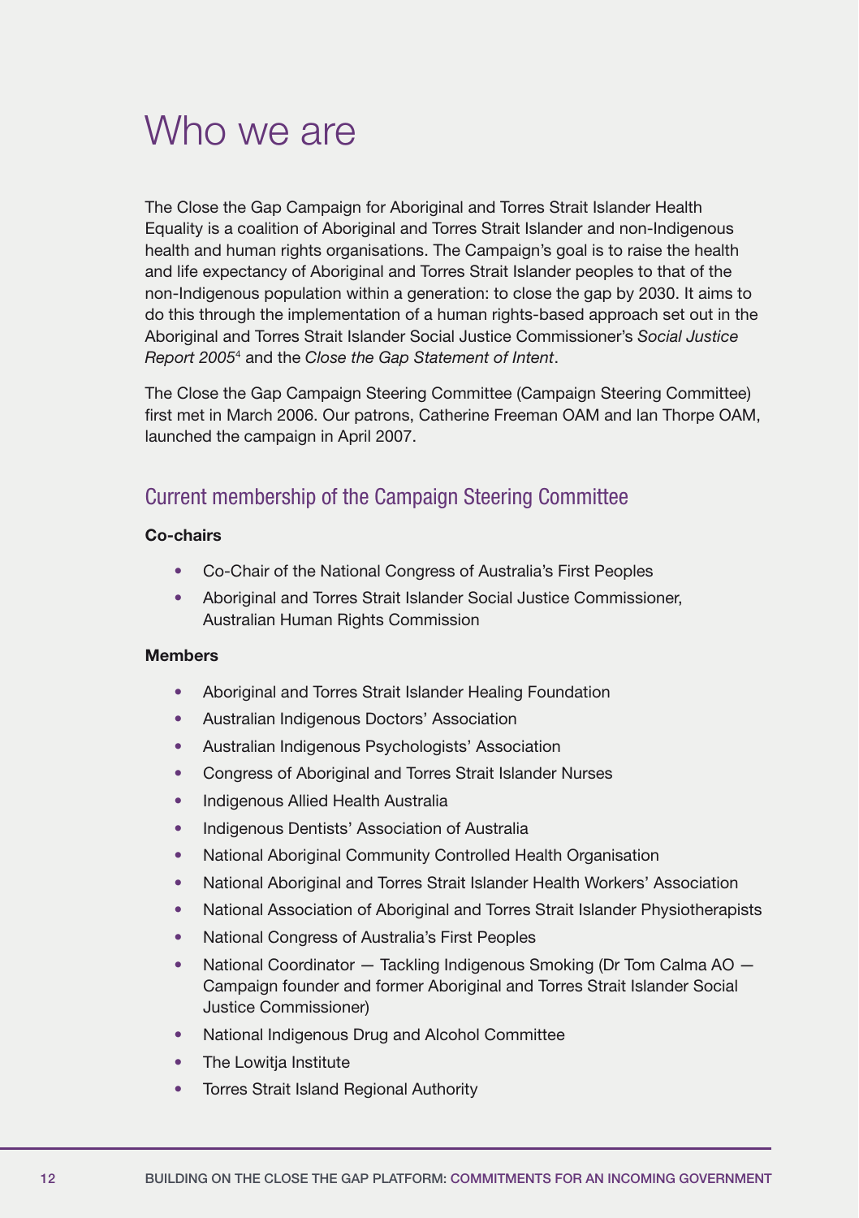# Who we are

The Close the Gap Campaign for Aboriginal and Torres Strait Islander Health Equality is a coalition of Aboriginal and Torres Strait Islander and non-Indigenous health and human rights organisations. The Campaign's goal is to raise the health and life expectancy of Aboriginal and Torres Strait Islander peoples to that of the non-Indigenous population within a generation: to close the gap by 2030. It aims to do this through the implementation of a human rights-based approach set out in the Aboriginal and Torres Strait Islander Social Justice Commissioner's *Social Justice Report 2005*[4] and the *Close the Gap Statement of Intent*.

The Close the Gap Campaign Steering Committee (Campaign Steering Committee) first met in March 2006. Our patrons, Catherine Freeman OAM and Ian Thorpe OAM, launched the campaign in April 2007.

## Current membership of the Campaign Steering Committee

**Co-chairs**

- Co-Chair of the National Congress of Australia's First Peoples
- Aboriginal and Torres Strait Islander Social Justice Commissioner, Australian Human Rights Commission

**Members**

- Aboriginal and Torres Strait Islander Healing Foundation
- Australian Indigenous Doctors' Association
- Australian Indigenous Psychologists' Association
- Congress of Aboriginal and Torres Strait Islander Nurses
- Indigenous Allied Health Australia
- Indigenous Dentists' Association of Australia
- National Aboriginal Community Controlled Health Organisation
- National Aboriginal and Torres Strait Islander Health Workers' Association
- National Association of Aboriginal and Torres Strait Islander Physiotherapists
- National Congress of Australia's First Peoples
- National Coordinator — Tackling Indigenous Smoking (Dr Tom Calma AO — Campaign founder and former Aboriginal and Torres Strait Islander Social Justice Commissioner)
- National Indigenous Drug and Alcohol Committee
- The Lowitja Institute
- Torres Strait Island Regional Authority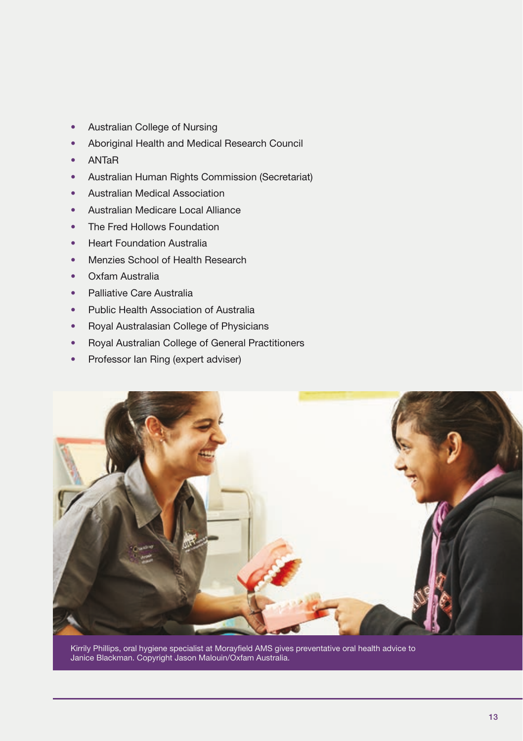- Australian College of Nursing
- Aboriginal Health and Medical Research Council
- ANTaR
- Australian Human Rights Commission (Secretariat)
- Australian Medical Association
- Australian Medicare Local Alliance
- The Fred Hollows Foundation
- Heart Foundation Australia
- Menzies School of Health Research
- Oxfam Australia
- Palliative Care Australia
- Public Health Association of Australia
- Royal Australasian College of Physicians
- Royal Australian College of General Practitioners
- Professor Ian Ring (expert adviser)

Kirrily Phillips, oral hygiene specialist at Morayfield AMS gives preventative oral health advice to Janice Blackman. Copyright Jason Malouin/Oxfam Australia.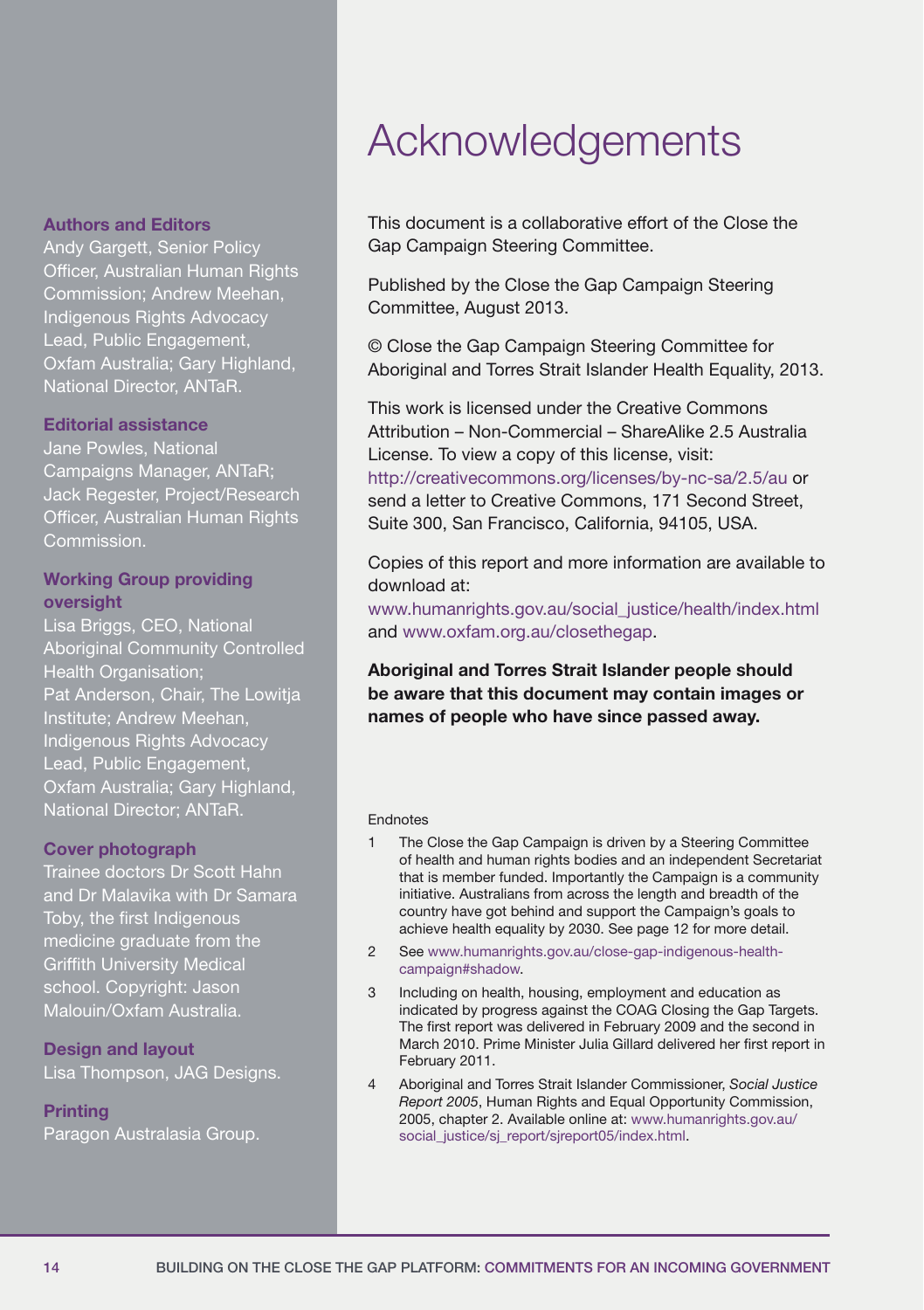# Acknowledgements

This document is a collaborative effort of the Close the Gap Campaign Steering Committee.

Published by the Close the Gap Campaign Steering Committee, August 2013.

© Close the Gap Campaign Steering Committee for Aboriginal and Torres Strait Islander Health Equality, 2013.

This work is licensed under the Creative Commons Attribution – Non-Commercial – ShareAlike 2.5 Australia License. To view a copy of this license, visit: http://creativecommons.org/licenses/by-nc-sa/2.5/au or send a letter to Creative Commons, 171 Second Street, Suite 300, San Francisco, California, 94105, USA.

Copies of this report and more information are available to download at: www.humanrights.gov.au/social_justice/health/index.html and www.oxfam.org.au/closethegap.

**Aboriginal and Torres Strait Islander people should be aware that this document may contain images or names of people who have since passed away.**

**Authors and Editors**
Andy Gargett, Senior Policy Officer, Australian Human Rights Commission; Andrew Meehan, Indigenous Rights Advocacy Lead, Public Engagement, Oxfam Australia; Gary Highland, National Director, ANTaR.

**Editorial assistance**
Jane Powles, National Campaigns Manager, ANTaR; Jack Regester, Project/Research Officer, Australian Human Rights Commission.

**Working Group providing oversight**
Lisa Briggs, CEO, National Aboriginal Community Controlled Health Organisation;
Pat Anderson, Chair, The Lowitja Institute; Andrew Meehan, Indigenous Rights Advocacy Lead, Public Engagement, Oxfam Australia; Gary Highland, National Director; ANTaR.

**Cover photograph**
Trainee doctors Dr Scott Hahn and Dr Malavika with Dr Samara Toby, the first Indigenous medicine graduate from the Griffith University Medical school. Copyright: Jason Malouin/Oxfam Australia.

**Design and layout**
Lisa Thompson, JAG Designs.

**Printing**
Paragon Australasia Group.

Endnotes

1. The Close the Gap Campaign is driven by a Steering Committee of health and human rights bodies and an independent Secretariat that is member funded. Importantly the Campaign is a community initiative. Australians from across the length and breadth of the country have got behind and support the Campaign's goals to achieve health equality by 2030. See page 12 for more detail.
2. See www.humanrights.gov.au/close-gap-indigenous-health-campaign#shadow.
3. Including on health, housing, employment and education as indicated by progress against the COAG Closing the Gap Targets. The first report was delivered in February 2009 and the second in March 2010. Prime Minister Julia Gillard delivered her first report in February 2011.
4. Aboriginal and Torres Strait Islander Commissioner, *Social Justice Report 2005*, Human Rights and Equal Opportunity Commission, 2005, chapter 2. Available online at: www.humanrights.gov.au/social_justice/sj_report/sjreport05/index.html.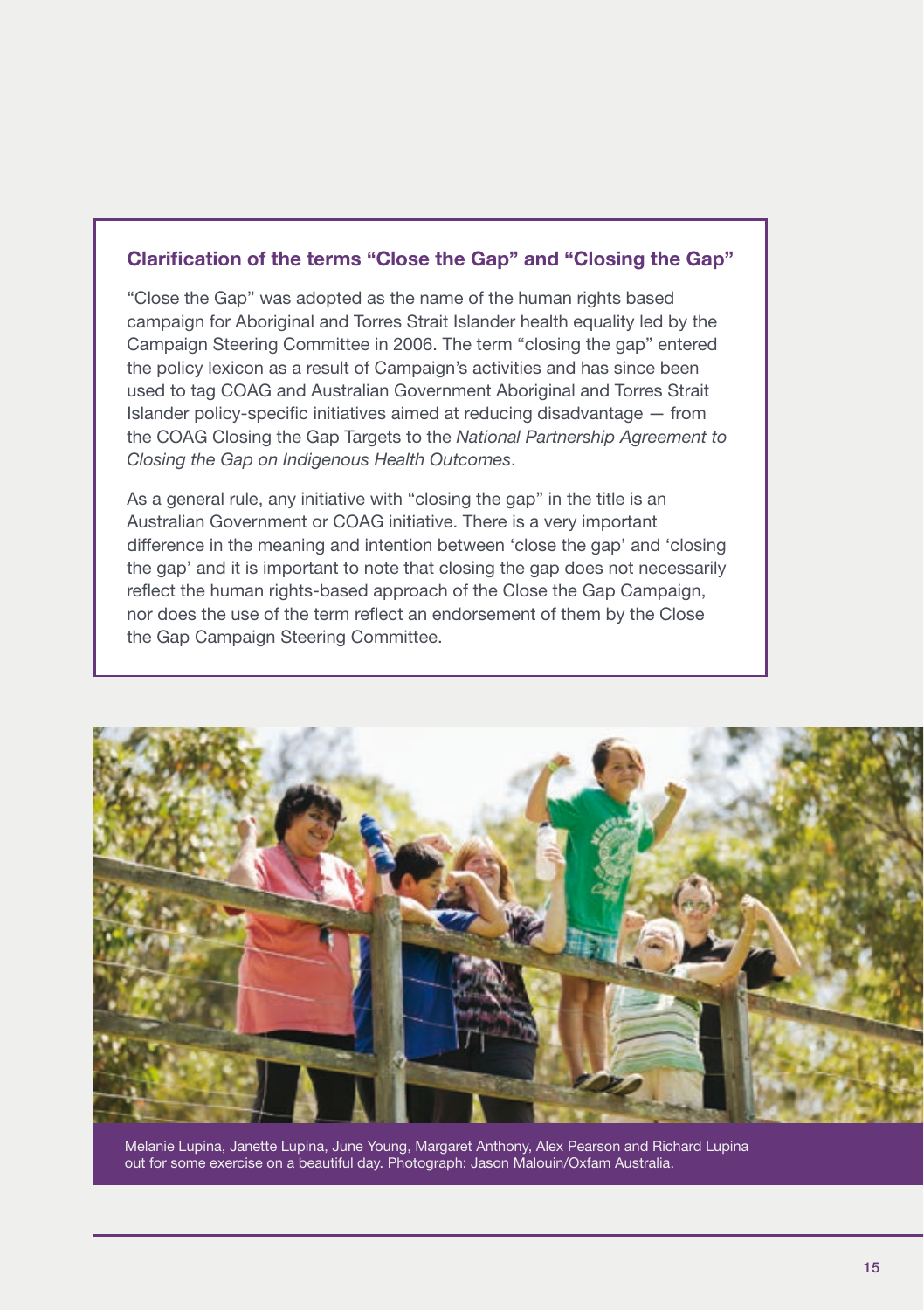### Clarification of the terms "Close the Gap" and "Closing the Gap"

"Close the Gap" was adopted as the name of the human rights based campaign for Aboriginal and Torres Strait Islander health equality led by the Campaign Steering Committee in 2006. The term "closing the gap" entered the policy lexicon as a result of Campaign's activities and has since been used to tag COAG and Australian Government Aboriginal and Torres Strait Islander policy-specific initiatives aimed at reducing disadvantage — from the COAG Closing the Gap Targets to the *National Partnership Agreement to Closing the Gap on Indigenous Health Outcomes*.

As a general rule, any initiative with "clos<u>ing</u> the gap" in the title is an Australian Government or COAG initiative. There is a very important difference in the meaning and intention between 'close the gap' and 'closing the gap' and it is important to note that closing the gap does not necessarily reflect the human rights-based approach of the Close the Gap Campaign, nor does the use of the term reflect an endorsement of them by the Close the Gap Campaign Steering Committee.

Melanie Lupina, Janette Lupina, June Young, Margaret Anthony, Alex Pearson and Richard Lupina out for some exercise on a beautiful day. Photograph: Jason Malouin/Oxfam Australia.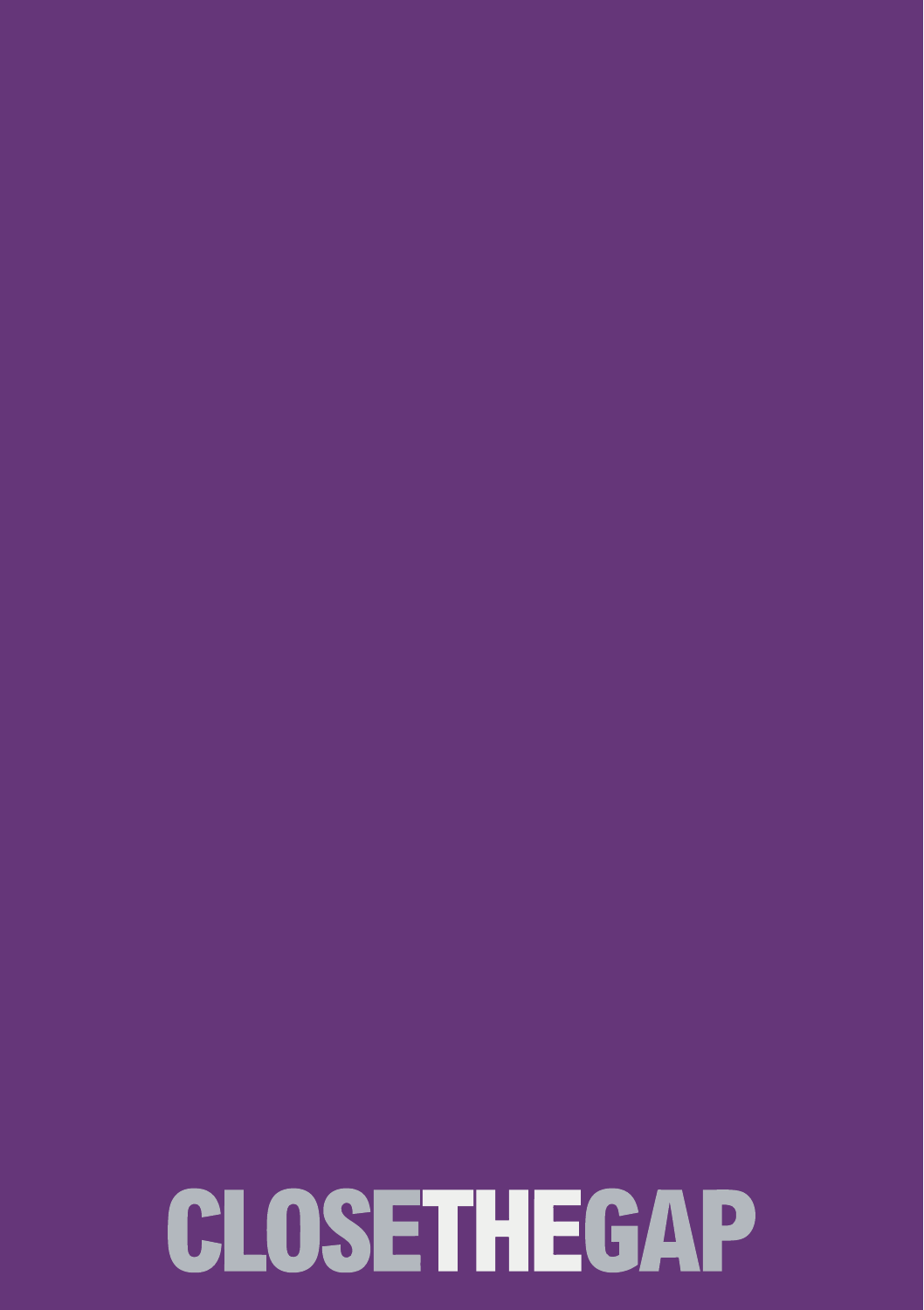CLOSETHEGAP